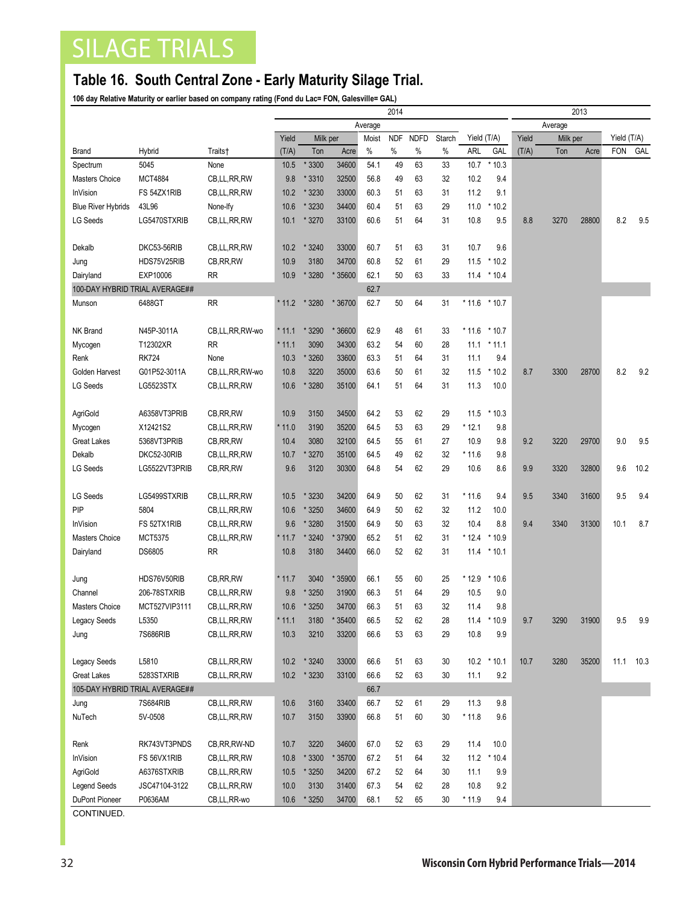# SILAGE TRIALS

## Table 16. South Central Zone - Early Maturity Silage Trial.

**106 day Relative Maturity or earlier based on company rating (Fond du Lac= FON, Galesville= GAL)**

| | | | 2014 | | | | | | | | | | 2013 | | | | |
|---|---|---|---|---|---|---|---|---|---|---|---|---|---|---|---|---|---|
| | | | Average | | | | | | | | | | Average | | | | |
| | | | Yield | Milk per | | Moist | NDF | NDFD | Starch | Yield (T/A) | | Yield | Milk per | | Yield (T/A) | |
| Brand | Hybrid | Traits† | (T/A) | Ton | Acre | % | % | % | % | ARL | GAL | (T/A) | Ton | Acre | FON | GAL |
| Spectrum | 5045 | None | 10.5 | * 3300 | 34600 | 54.1 | 49 | 63 | 33 | 10.7 | * 10.3 | | | | | |
| Masters Choice | MCT4884 | CB,LL,RR,RW | 9.8 | * 3310 | 32500 | 56.8 | 49 | 63 | 32 | 10.2 | 9.4 | | | | | |
| InVision | FS 54ZX1RIB | CB,LL,RR,RW | 10.2 | * 3230 | 33000 | 60.3 | 51 | 63 | 31 | 11.2 | 9.1 | | | | | |
| Blue River Hybrids | 43L96 | None-lfy | 10.6 | * 3230 | 34400 | 60.4 | 51 | 63 | 29 | 11.0 | * 10.2 | | | | | |
| LG Seeds | LG5470STXRIB | CB,LL,RR,RW | 10.1 | * 3270 | 33100 | 60.6 | 51 | 64 | 31 | 10.8 | 9.5 | 8.8 | 3270 | 28800 | 8.2 | 9.5 |
| Dekalb | DKC53-56RIB | CB,LL,RR,RW | 10.2 | * 3240 | 33000 | 60.7 | 51 | 63 | 31 | 10.7 | 9.6 | | | | | |
| Jung | HDS75V25RIB | CB,RR,RW | 10.9 | 3180 | 34700 | 60.8 | 52 | 61 | 29 | 11.5 | * 10.2 | | | | | |
| Dairyland | EXP10006 | RR | 10.9 | * 3280 | * 35600 | 62.1 | 50 | 63 | 33 | 11.4 | * 10.4 | | | | | |
| 100-DAY HYBRID TRIAL AVERAGE## | | | | | | 62.7 | | | | | | | | | | |
| Munson | 6488GT | RR | * 11.2 | * 3280 | * 36700 | 62.7 | 50 | 64 | 31 | * 11.6 | * 10.7 | | | | | |
| NK Brand | N45P-3011A | CB,LL,RR,RW-wo | * 11.1 | * 3290 | * 36600 | 62.9 | 48 | 61 | 33 | * 11.6 | * 10.7 | | | | | |
| Mycogen | T12302XR | RR | * 11.1 | 3090 | 34300 | 63.2 | 54 | 60 | 28 | 11.1 | * 11.1 | | | | | |
| Renk | RK724 | None | 10.3 | * 3260 | 33600 | 63.3 | 51 | 64 | 31 | 11.1 | 9.4 | | | | | |
| Golden Harvest | G01P52-3011A | CB,LL,RR,RW-wo | 10.8 | 3220 | 35000 | 63.6 | 50 | 61 | 32 | 11.5 | * 10.2 | 8.7 | 3300 | 28700 | 8.2 | 9.2 |
| LG Seeds | LG5523STX | CB,LL,RR,RW | 10.6 | * 3280 | 35100 | 64.1 | 51 | 64 | 31 | 11.3 | 10.0 | | | | | |
| AgriGold | A6358VT3PRIB | CB,RR,RW | 10.9 | 3150 | 34500 | 64.2 | 53 | 62 | 29 | 11.5 | * 10.3 | | | | | |
| Mycogen | X12421S2 | CB,LL,RR,RW | * 11.0 | 3190 | 35200 | 64.5 | 53 | 63 | 29 | * 12.1 | 9.8 | | | | | |
| Great Lakes | 5368VT3PRIB | CB,RR,RW | 10.4 | 3080 | 32100 | 64.5 | 55 | 61 | 27 | 10.9 | 9.8 | 9.2 | 3220 | 29700 | 9.0 | 9.5 |
| Dekalb | DKC52-30RIB | CB,LL,RR,RW | 10.7 | * 3270 | 35100 | 64.5 | 49 | 62 | 32 | * 11.6 | 9.8 | | | | | |
| LG Seeds | LG5522VT3PRIB | CB,RR,RW | 9.6 | 3120 | 30300 | 64.8 | 54 | 62 | 29 | 10.6 | 8.6 | 9.9 | 3320 | 32800 | 9.6 | 10.2 |
| LG Seeds | LG5499STXRIB | CB,LL,RR,RW | 10.5 | * 3230 | 34200 | 64.9 | 50 | 62 | 31 | * 11.6 | 9.4 | 9.5 | 3340 | 31600 | 9.5 | 9.4 |
| PIP | 5804 | CB,LL,RR,RW | 10.6 | * 3250 | 34600 | 64.9 | 50 | 62 | 32 | 11.2 | 10.0 | | | | | |
| InVision | FS 52TX1RIB | CB,LL,RR,RW | 9.6 | * 3280 | 31500 | 64.9 | 50 | 63 | 32 | 10.4 | 8.8 | 9.4 | 3340 | 31300 | 10.1 | 8.7 |
| Masters Choice | MCT5375 | CB,LL,RR,RW | * 11.7 | * 3240 | * 37900 | 65.2 | 51 | 62 | 31 | * 12.4 | * 10.9 | | | | | |
| Dairyland | DS6805 | RR | 10.8 | 3180 | 34400 | 66.0 | 52 | 62 | 31 | 11.4 | * 10.1 | | | | | |
| Jung | HDS76V50RIB | CB,RR,RW | * 11.7 | 3040 | * 35900 | 66.1 | 55 | 60 | 25 | * 12.9 | * 10.6 | | | | | |
| Channel | 206-78STXRIB | CB,LL,RR,RW | 9.8 | * 3250 | 31900 | 66.3 | 51 | 64 | 29 | 10.5 | 9.0 | | | | | |
| Masters Choice | MCT527VIP3111 | CB,LL,RR,RW | 10.6 | * 3250 | 34700 | 66.3 | 51 | 63 | 32 | 11.4 | 9.8 | | | | | |
| Legacy Seeds | L5350 | CB,LL,RR,RW | * 11.1 | 3180 | * 35400 | 66.5 | 52 | 62 | 28 | 11.4 | * 10.9 | 9.7 | 3290 | 31900 | 9.5 | 9.9 |
| Jung | 7S686RIB | CB,LL,RR,RW | 10.3 | 3210 | 33200 | 66.6 | 53 | 63 | 29 | 10.8 | 9.9 | | | | | |
| Legacy Seeds | L5810 | CB,LL,RR,RW | 10.2 | * 3240 | 33000 | 66.6 | 51 | 63 | 30 | 10.2 | * 10.1 | 10.7 | 3280 | 35200 | 11.1 | 10.3 |
| Great Lakes | 5283STXRIB | CB,LL,RR,RW | 10.2 | * 3230 | 33100 | 66.6 | 52 | 63 | 30 | 11.1 | 9.2 | | | | | |
| 105-DAY HYBRID TRIAL AVERAGE## | | | | | | 66.7 | | | | | | | | | | |
| Jung | 7S684RIB | CB,LL,RR,RW | 10.6 | 3160 | 33400 | 66.7 | 52 | 61 | 29 | 11.3 | 9.8 | | | | | |
| NuTech | 5V-0508 | CB,LL,RR,RW | 10.7 | 3150 | 33900 | 66.8 | 51 | 60 | 30 | * 11.8 | 9.6 | | | | | |
| Renk | RK743VT3PNDS | CB,RR,RW-ND | 10.7 | 3220 | 34600 | 67.0 | 52 | 63 | 29 | 11.4 | 10.0 | | | | | |
| InVision | FS 56VX1RIB | CB,LL,RR,RW | 10.8 | * 3300 | * 35700 | 67.2 | 51 | 64 | 32 | 11.2 | * 10.4 | | | | | |
| AgriGold | A6376STXRIB | CB,LL,RR,RW | 10.5 | * 3250 | 34200 | 67.2 | 52 | 64 | 30 | 11.1 | 9.9 | | | | | |
| Legend Seeds | JSC47104-3122 | CB,LL,RR,RW | 10.0 | 3130 | 31400 | 67.3 | 54 | 62 | 28 | 10.8 | 9.2 | | | | | |
| DuPont Pioneer | P0636AM | CB,LL,RR-wo | 10.6 | * 3250 | 34700 | 68.1 | 52 | 65 | 30 | * 11.9 | 9.4 | | | | | |

CONTINUED.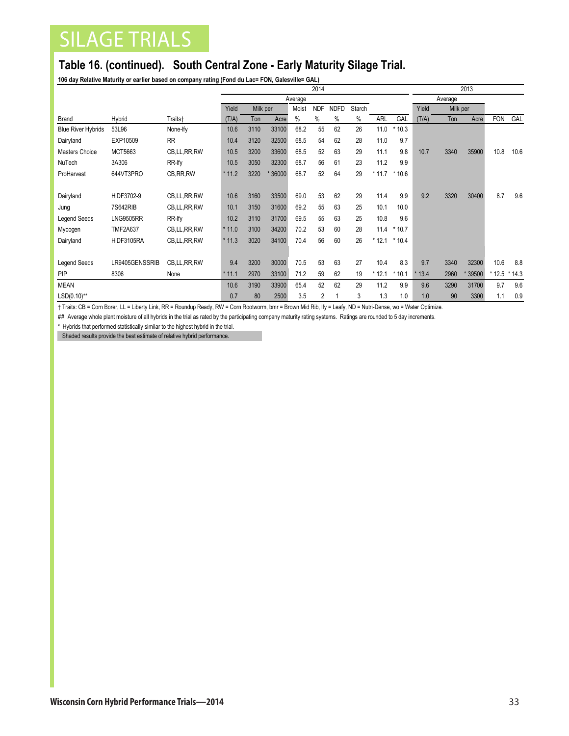# SILAGE TRIALS

## Table 16. (continued). South Central Zone - Early Maturity Silage Trial.

**106 day Relative Maturity or earlier based on company rating (Fond du Lac= FON, Galesville= GAL)**

| | | | 2014 | | | | | | | | | | 2013 | | | | |
|---|---|---|---|---|---|---|---|---|---|---|---|---|---|---|---|---|---|
| | | | Average | | | | | | | | | | Average | | | | |
| | | | Yield | Milk per | | Moist | NDF | NDFD | Starch | | | | Yield | Milk per | | | |
| Brand | Hybrid | Traits† | (T/A) | Ton | Acre | % | % | % | % | ARL | GAL | | (T/A) | Ton | Acre | FON | GAL |
| Blue River Hybrids | 53L96 | None-lfy | 10.6 | 3110 | 33100 | 68.2 | 55 | 62 | 26 | 11.0 | * 10.3 | | | | | | |
| Dairyland | EXP10509 | RR | 10.4 | 3120 | 32500 | 68.5 | 54 | 62 | 28 | 11.0 | 9.7 | | | | | | |
| Masters Choice | MCT5663 | CB,LL,RR,RW | 10.5 | 3200 | 33600 | 68.5 | 52 | 63 | 29 | 11.1 | 9.8 | | 10.7 | 3340 | 35900 | 10.8 | 10.6 |
| NuTech | 3A306 | RR-lfy | 10.5 | 3050 | 32300 | 68.7 | 56 | 61 | 23 | 11.2 | 9.9 | | | | | | |
| ProHarvest | 644VT3PRO | CB,RR,RW | * 11.2 | 3220 | * 36000 | 68.7 | 52 | 64 | 29 | * 11.7 | * 10.6 | | | | | | |
| | | | | | | | | | | | | | | | | | |
| Dairyland | HiDF3702-9 | CB,LL,RR,RW | 10.6 | 3160 | 33500 | 69.0 | 53 | 62 | 29 | 11.4 | 9.9 | | 9.2 | 3320 | 30400 | 8.7 | 9.6 |
| Jung | 7S642RIB | CB,LL,RR,RW | 10.1 | 3150 | 31600 | 69.2 | 55 | 63 | 25 | 10.1 | 10.0 | | | | | | |
| Legend Seeds | LNG9505RR | RR-lfy | 10.2 | 3110 | 31700 | 69.5 | 55 | 63 | 25 | 10.8 | 9.6 | | | | | | |
| Mycogen | TMF2A637 | CB,LL,RR,RW | * 11.0 | 3100 | 34200 | 70.2 | 53 | 60 | 28 | 11.4 | * 10.7 | | | | | | |
| Dairyland | HiDF3105RA | CB,LL,RR,RW | * 11.3 | 3020 | 34100 | 70.4 | 56 | 60 | 26 | * 12.1 | * 10.4 | | | | | | |
| | | | | | | | | | | | | | | | | | |
| Legend Seeds | LR9405GENSSRIB | CB,LL,RR,RW | 9.4 | 3200 | 30000 | 70.5 | 53 | 63 | 27 | 10.4 | 8.3 | | 9.7 | 3340 | 32300 | 10.6 | 8.8 |
| PIP | 8306 | None | * 11.1 | 2970 | 33100 | 71.2 | 59 | 62 | 19 | * 12.1 | * 10.1 | | * 13.4 | 2960 | * 39500 | * 12.5 | * 14.3 |
| MEAN | | | 10.6 | 3190 | 33900 | 65.4 | 52 | 62 | 29 | 11.2 | 9.9 | | 9.6 | 3290 | 31700 | 9.7 | 9.6 |
| LSD(0.10)** | | | 0.7 | 80 | 2500 | 3.5 | 2 | 1 | 3 | 1.3 | 1.0 | | 1.0 | 90 | 3300 | 1.1 | 0.9 |

† Traits: CB = Corn Borer, LL = Liberty Link, RR = Roundup Ready, RW = Corn Rootworm, bmr = Brown Mid Rib, lfy = Leafy, ND = Nutri-Dense, wo = Water Optimize.

## Average whole plant moisture of all hybrids in the trial as rated by the participating company maturity rating systems. Ratings are rounded to 5 day increments.

* Hybrids that performed statistically similar to the highest hybrid in the trial.

Shaded results provide the best estimate of relative hybrid performance.